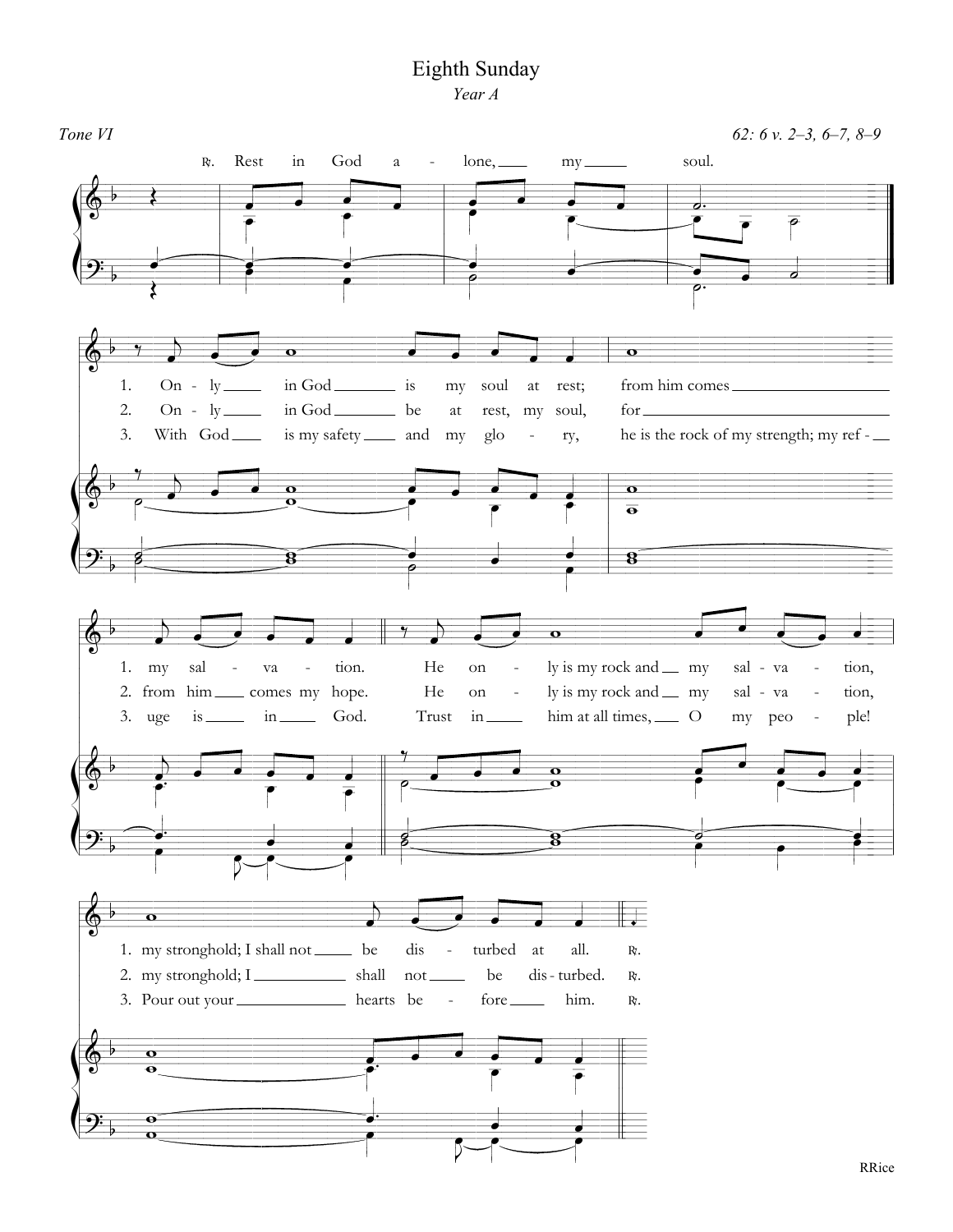# Eighth Sunday

*Year A*

*Tone VI*

62: 6 v. 2–3, 6–7, 8–9

℟. Rest in God alone, my soul.

1. Only in God is my soul at rest; from him comes my salvation. He only is my rock and my salvation, my stronghold; I shall not be disturbed at all. ℟.

2. Only in God be at rest, my soul, for from him comes my hope. He only is my rock and my salvation, my stronghold; I shall not be disturbed. ℟.

3. With God is my safety and my glory, he is the rock of my strength; my refuge is in God. Trust in him at all times, O my people! Pour out your hearts before him. ℟.

RRice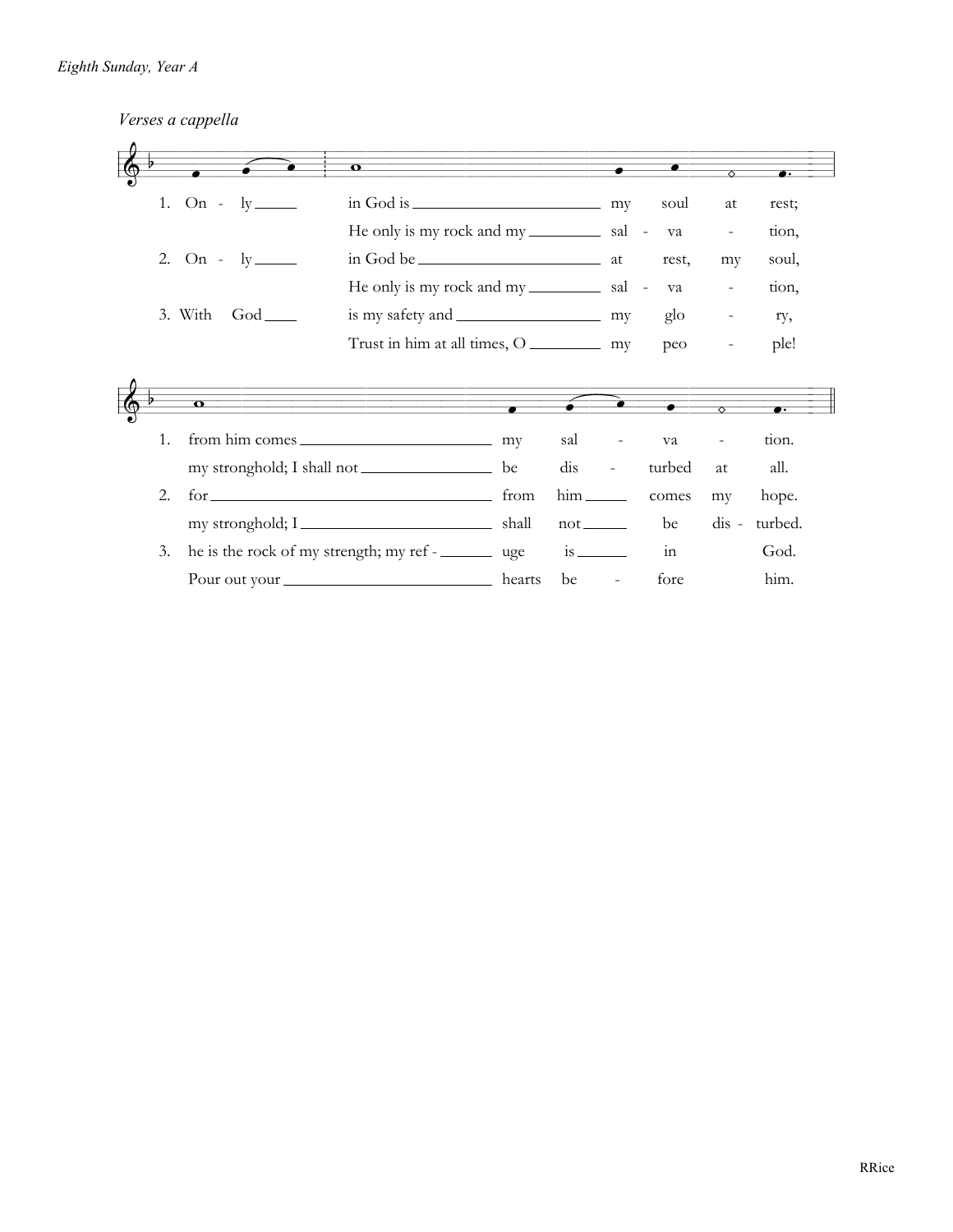*Verses a cappella*

1. On - ly in God is my soul at rest;
He only is my rock and my sal - va - tion,
2. On - ly in God be at rest, my soul,
He only is my rock and my sal - va - tion,
3. With God is my safety and my glo - ry,
Trust in him at all times, O my peo - ple!

1. from him comes my sal - va - tion.
my stronghold; I shall not be dis - turbed at all.
2. for from him comes my hope.
my stronghold; I shall not be dis - turbed.
3. he is the rock of my strength; my ref - uge is in God.
Pour out your hearts be - fore him.

RRice